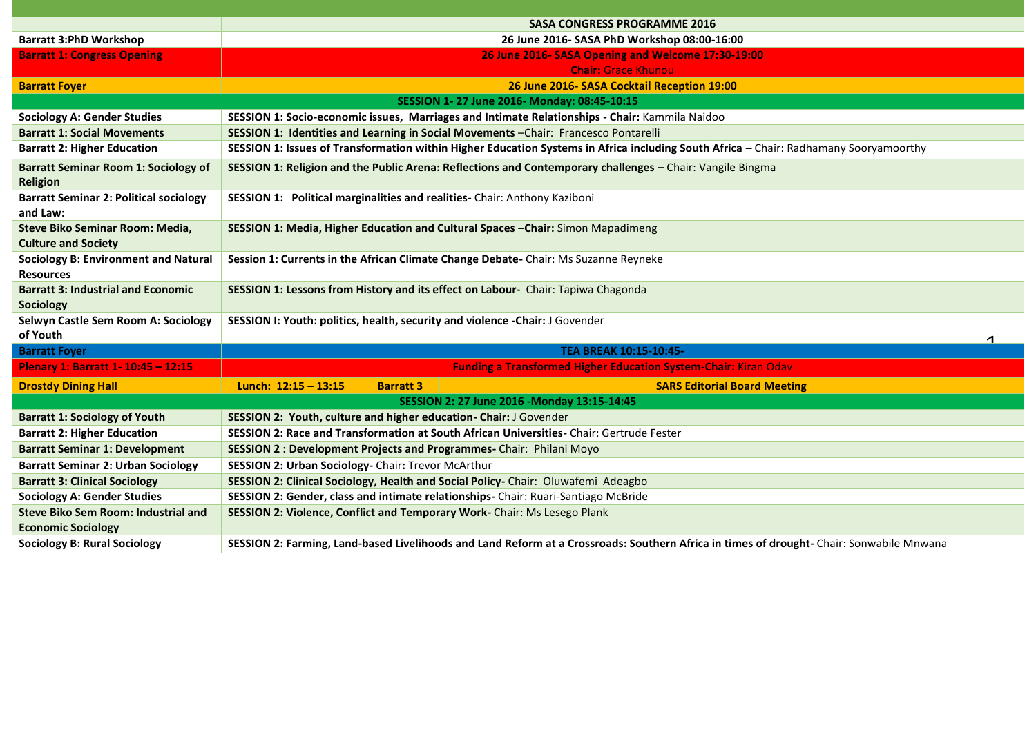| | SASA CONGRESS PROGRAMME 2016 | | |
|---|---|---|---|
| **Barratt 3:PhD Workshop** | **26 June 2016- SASA PhD Workshop 08:00-16:00** | | |
| **Barratt 1: Congress Opening** | **26 June 2016- SASA Opening and Welcome 17:30-19:00** **Chair:** Grace Khunou | | |
| **Barratt Foyer** | **26 June 2016- SASA Cocktail Reception 19:00** | | |
| | **SESSION 1- 27 June 2016- Monday: 08:45-10:15** | | |
| **Sociology A: Gender Studies** | **SESSION 1: Socio-economic issues, Marriages and Intimate Relationships - Chair:** Kammila Naidoo | | |
| **Barratt 1: Social Movements** | **SESSION 1: Identities and Learning in Social Movements** –Chair: Francesco Pontarelli | | |
| **Barratt 2: Higher Education** | **SESSION 1: Issues of Transformation within Higher Education Systems in Africa including South Africa –** Chair: Radhamany Sooryamoorthy | | |
| **Barratt Seminar Room 1: Sociology of Religion** | **SESSION 1: Religion and the Public Arena: Reflections and Contemporary challenges –** Chair: Vangile Bingma | | |
| **Barratt Seminar 2: Political sociology and Law:** | **SESSION 1: Political marginalities and realities-** Chair: Anthony Kaziboni | | |
| **Steve Biko Seminar Room: Media, Culture and Society** | **SESSION 1: Media, Higher Education and Cultural Spaces –Chair:** Simon Mapadimeng | | |
| **Sociology B: Environment and Natural Resources** | **Session 1: Currents in the African Climate Change Debate-** Chair: Ms Suzanne Reyneke | | |
| **Barratt 3: Industrial and Economic Sociology** | **SESSION 1: Lessons from History and its effect on Labour-** Chair: Tapiwa Chagonda | | |
| **Selwyn Castle Sem Room A: Sociology of Youth** | **SESSION I: Youth: politics, health, security and violence -Chair:** J Govender | | |
| **Barratt Foyer** | **TEA BREAK 10:15-10:45-** | | |
| **Plenary 1: Barratt 1- 10:45 – 12:15** | **Funding a Transformed Higher Education System-Chair:** Kiran Odav | | |
| **Drostdy Dining Hall** | **Lunch: 12:15 – 13:15** | **Barratt 3** | **SARS Editorial Board Meeting** |
| | **SESSION 2: 27 June 2016 -Monday 13:15-14:45** | | |
| **Barratt 1: Sociology of Youth** | **SESSION 2: Youth, culture and higher education- Chair:** J Govender | | |
| **Barratt 2: Higher Education** | **SESSION 2: Race and Transformation at South African Universities-** Chair: Gertrude Fester | | |
| **Barratt Seminar 1: Development** | **SESSION 2 : Development Projects and Programmes-** Chair: Philani Moyo | | |
| **Barratt Seminar 2: Urban Sociology** | **SESSION 2: Urban Sociology-** Chair**:** Trevor McArthur | | |
| **Barratt 3: Clinical Sociology** | **SESSION 2: Clinical Sociology, Health and Social Policy-** Chair: Oluwafemi Adeagbo | | |
| **Sociology A: Gender Studies** | **SESSION 2: Gender, class and intimate relationships-** Chair: Ruari-Santiago McBride | | |
| **Steve Biko Sem Room: Industrial and Economic Sociology** | **SESSION 2: Violence, Conflict and Temporary Work-** Chair: Ms Lesego Plank | | |
| **Sociology B: Rural Sociology** | **SESSION 2: Farming, Land-based Livelihoods and Land Reform at a Crossroads: Southern Africa in times of drought-** Chair: Sonwabile Mnwana | | |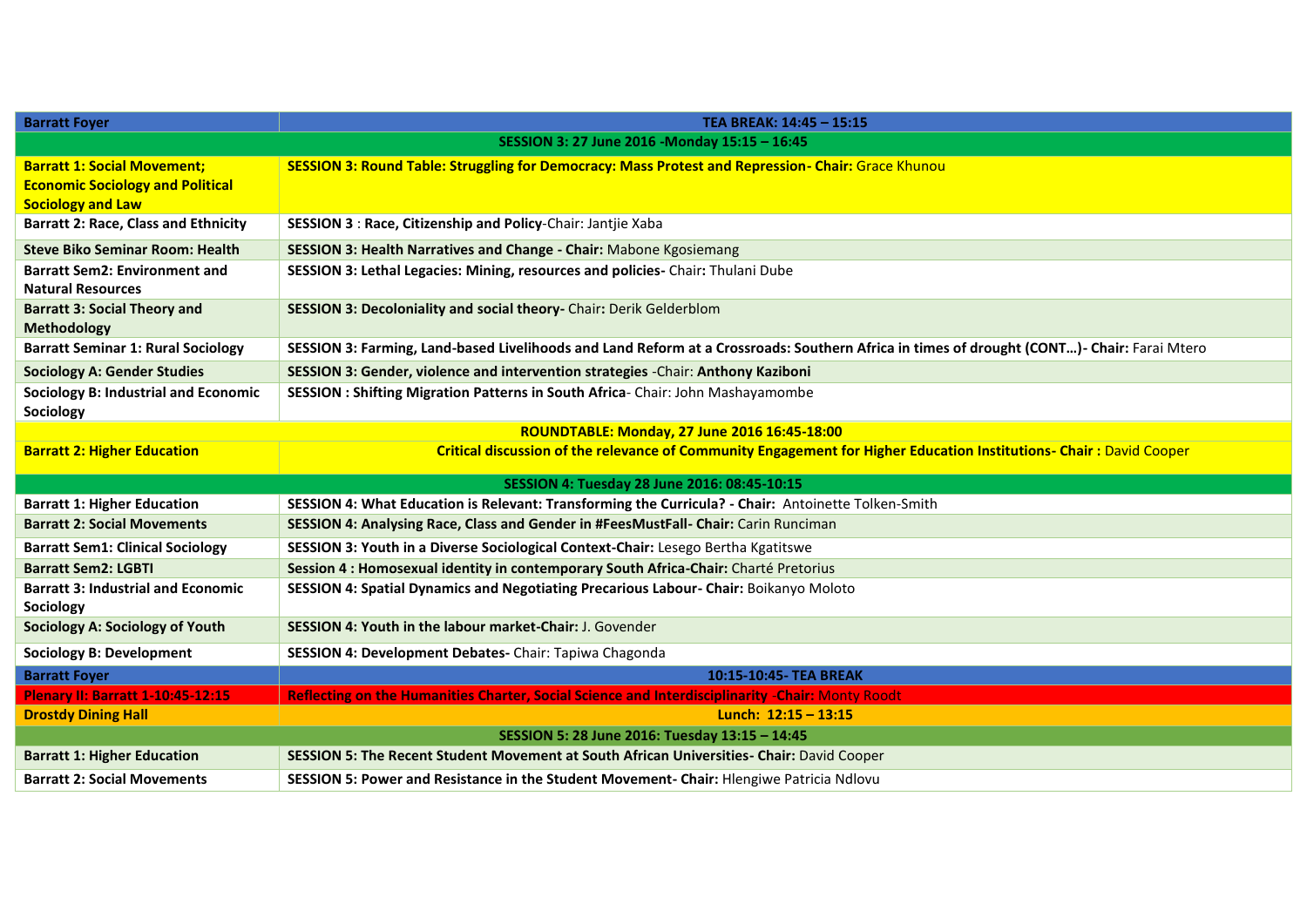| Barratt Foyer | TEA BREAK: 14:45 – 15:15 |
|---|---|
| **SESSION 3: 27 June 2016 -Monday 15:15 – 16:45** | |
| **Barratt 1: Social Movement; Economic Sociology and Political Sociology and Law** | **SESSION 3: Round Table: Struggling for Democracy: Mass Protest and Repression- Chair:** Grace Khunou |
| **Barratt 2: Race, Class and Ethnicity** | **SESSION 3** : **Race, Citizenship and Policy**-Chair: Jantjie Xaba |
| **Steve Biko Seminar Room: Health** | **SESSION 3: Health Narratives and Change - Chair:** Mabone Kgosiemang |
| **Barratt Sem2: Environment and Natural Resources** | **SESSION 3: Lethal Legacies: Mining, resources and policies-** Chair**:** Thulani Dube |
| **Barratt 3: Social Theory and Methodology** | **SESSION 3: Decoloniality and social theory-** Chair**:** Derik Gelderblom |
| **Barratt Seminar 1: Rural Sociology** | **SESSION 3: Farming, Land-based Livelihoods and Land Reform at a Crossroads: Southern Africa in times of drought (CONT…)- Chair:** Farai Mtero |
| **Sociology A: Gender Studies** | **SESSION 3: Gender, violence and intervention strategies** -Chair: **Anthony Kaziboni** |
| **Sociology B: Industrial and Economic Sociology** | **SESSION : Shifting Migration Patterns in South Africa**- Chair: John Mashayamombe |
| **ROUNDTABLE: Monday, 27 June 2016 16:45-18:00** | |
| **Barratt 2: Higher Education** | **Critical discussion of the relevance of Community Engagement for Higher Education Institutions- Chair :** David Cooper |
| **SESSION 4: Tuesday 28 June 2016: 08:45-10:15** | |
| **Barratt 1: Higher Education** | **SESSION 4: What Education is Relevant: Transforming the Curricula? - Chair:** Antoinette Tolken-Smith |
| **Barratt 2: Social Movements** | **SESSION 4: Analysing Race, Class and Gender in #FeesMustFall- Chair:** Carin Runciman |
| **Barratt Sem1: Clinical Sociology** | **SESSION 3: Youth in a Diverse Sociological Context-Chair:** Lesego Bertha Kgatitswe |
| **Barratt Sem2: LGBTI** | **Session 4 : Homosexual identity in contemporary South Africa-Chair:** Charté Pretorius |
| **Barratt 3: Industrial and Economic Sociology** | **SESSION 4: Spatial Dynamics and Negotiating Precarious Labour- Chair:** Boikanyo Moloto |
| **Sociology A: Sociology of Youth** | **SESSION 4: Youth in the labour market-Chair:** J. Govender |
| **Sociology B: Development** | **SESSION 4: Development Debates-** Chair: Tapiwa Chagonda |
| **Barratt Foyer** | **10:15-10:45- TEA BREAK** |
| **Plenary II: Barratt 1-10:45-12:15** | **Reflecting on the Humanities Charter, Social Science and Interdisciplinarity -Chair:** Monty Roodt |
| **Drostdy Dining Hall** | **Lunch: 12:15 – 13:15** |
| **SESSION 5: 28 June 2016: Tuesday 13:15 – 14:45** | |
| **Barratt 1: Higher Education** | **SESSION 5: The Recent Student Movement at South African Universities- Chair:** David Cooper |
| **Barratt 2: Social Movements** | **SESSION 5: Power and Resistance in the Student Movement- Chair:** Hlengiwe Patricia Ndlovu |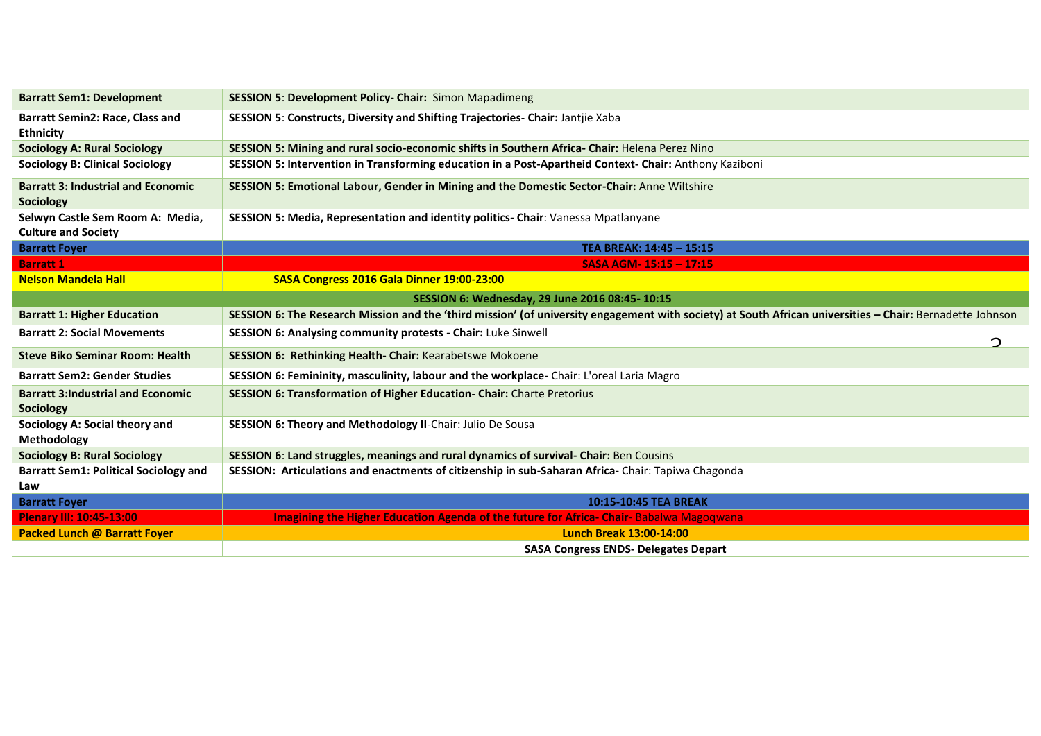| | |
|---|---|
| **Barratt Sem1: Development** | **SESSION 5**: **Development Policy- Chair:** Simon Mapadimeng |
| **Barratt Semin2: Race, Class and Ethnicity** | **SESSION 5**: **Constructs, Diversity and Shifting Trajectories**- **Chair:** Jantjie Xaba |
| **Sociology A: Rural Sociology** | **SESSION 5: Mining and rural socio-economic shifts in Southern Africa- Chair:** Helena Perez Nino |
| **Sociology B: Clinical Sociology** | **SESSION 5: Intervention in Transforming education in a Post-Apartheid Context- Chair:** Anthony Kaziboni |
| **Barratt 3: Industrial and Economic Sociology** | **SESSION 5: Emotional Labour, Gender in Mining and the Domestic Sector-Chair:** Anne Wiltshire |
| **Selwyn Castle Sem Room A: Media, Culture and Society** | **SESSION 5: Media, Representation and identity politics- Chair**: Vanessa Mpatlanyane |
| **Barratt Foyer** | **TEA BREAK: 14:45 – 15:15** |
| **Barratt 1** | **SASA AGM- 15:15 – 17:15** |
| **Nelson Mandela Hall** | **SASA Congress 2016 Gala Dinner 19:00-23:00** |
| **SESSION 6: Wednesday, 29 June 2016 08:45- 10:15** | |
| **Barratt 1: Higher Education** | **SESSION 6: The Research Mission and the 'third mission' (of university engagement with society) at South African universities – Chair:** Bernadette Johnson |
| **Barratt 2: Social Movements** | **SESSION 6: Analysing community protests - Chair:** Luke Sinwell |
| **Steve Biko Seminar Room: Health** | **SESSION 6: Rethinking Health- Chair:** Kearabetswe Mokoene |
| **Barratt Sem2: Gender Studies** | **SESSION 6: Femininity, masculinity, labour and the workplace-** Chair: L'oreal Laria Magro |
| **Barratt 3:Industrial and Economic Sociology** | **SESSION 6: Transformation of Higher Education**- **Chair:** Charte Pretorius |
| **Sociology A: Social theory and Methodology** | **SESSION 6: Theory and Methodology II**-Chair: Julio De Sousa |
| **Sociology B: Rural Sociology** | **SESSION 6**: **Land struggles, meanings and rural dynamics of survival- Chair:** Ben Cousins |
| **Barratt Sem1: Political Sociology and Law** | **SESSION: Articulations and enactments of citizenship in sub-Saharan Africa-** Chair: Tapiwa Chagonda |
| **Barratt Foyer** | **10:15-10:45 TEA BREAK** |
| **Plenary III: 10:45-13:00** | **Imagining the Higher Education Agenda of the future for Africa- Chair**- Babalwa Magoqwana |
| **Packed Lunch @ Barratt Foyer** | **Lunch Break 13:00-14:00** |
| | **SASA Congress ENDS- Delegates Depart** |